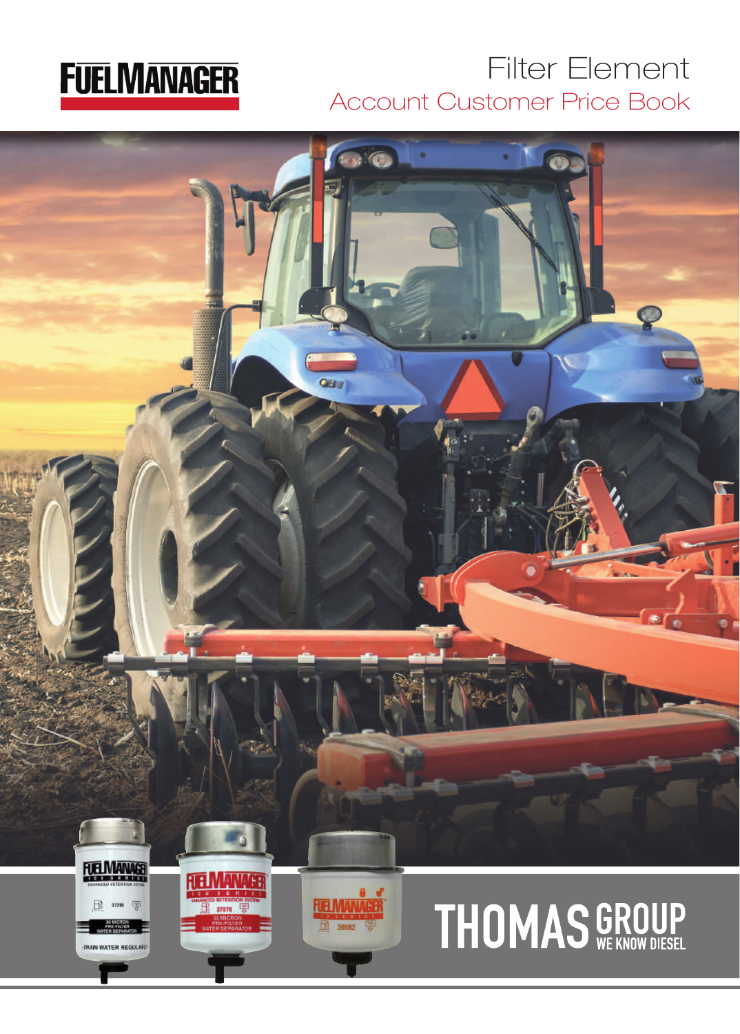# FUELMANAGER

# Filter Element

## Account Customer Price Book

THOMAS GROUP
WE KNOW DIESEL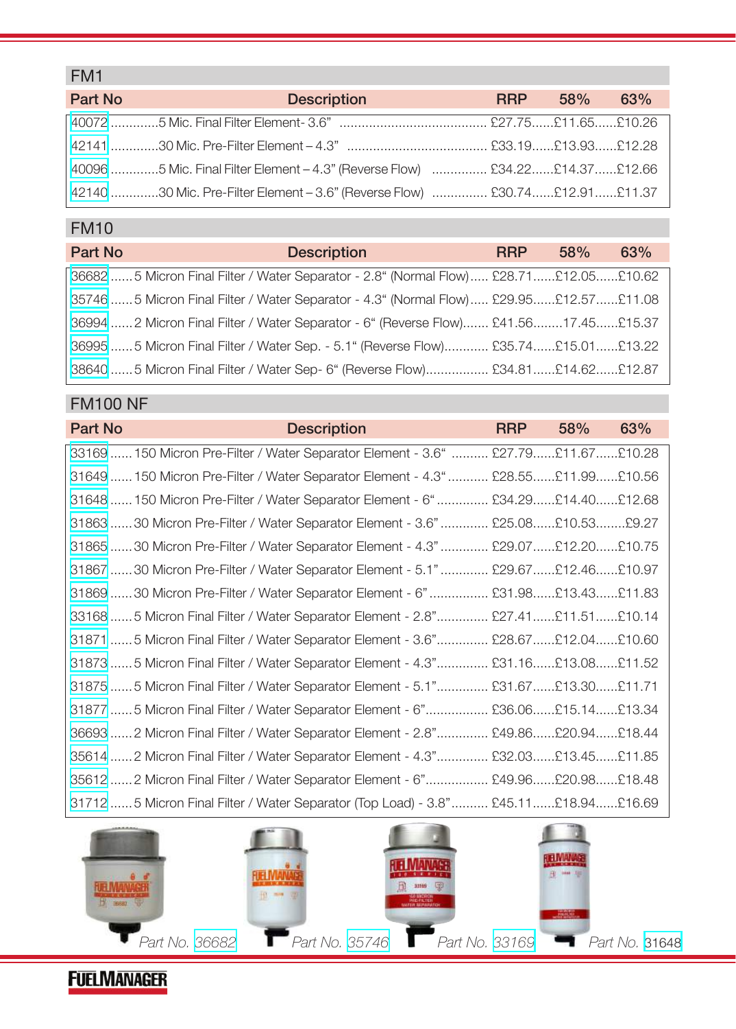## FM1

| Part No | Description | RRP | 58% | 63% |
|---|---|---|---|---|
| 40072 | 5 Mic. Final Filter Element- 3.6” | £27.75 | £11.65 | £10.26 |
| 42141 | 30 Mic. Pre-Filter Element – 4.3” | £33.19 | £13.93 | £12.28 |
| 40096 | 5 Mic. Final Filter Element – 4.3” (Reverse Flow) | £34.22 | £14.37 | £12.66 |
| 42140 | 30 Mic. Pre-Filter Element – 3.6” (Reverse Flow) | £30.74 | £12.91 | £11.37 |

## FM10

| Part No | Description | RRP | 58% | 63% |
|---|---|---|---|---|
| 36682 | 5 Micron Final Filter / Water Separator - 2.8“ (Normal Flow) | £28.71 | £12.05 | £10.62 |
| 35746 | 5 Micron Final Filter / Water Separator - 4.3“ (Normal Flow) | £29.95 | £12.57 | £11.08 |
| 36994 | 2 Micron Final Filter / Water Separator - 6“ (Reverse Flow) | £41.56 | 17.45 | £15.37 |
| 36995 | 5 Micron Final Filter / Water Sep. - 5.1“ (Reverse Flow) | £35.74 | £15.01 | £13.22 |
| 38640 | 5 Micron Final Filter / Water Sep- 6“ (Reverse Flow) | £34.81 | £14.62 | £12.87 |

## FM100 NF

| Part No | Description | RRP | 58% | 63% |
|---|---|---|---|---|
| 33169 | 150 Micron Pre-Filter / Water Separator Element - 3.6“ | £27.79 | £11.67 | £10.28 |
| 31649 | 150 Micron Pre-Filter / Water Separator Element - 4.3“ | £28.55 | £11.99 | £10.56 |
| 31648 | 150 Micron Pre-Filter / Water Separator Element - 6“ | £34.29 | £14.40 | £12.68 |
| 31863 | 30 Micron Pre-Filter / Water Separator Element - 3.6” | £25.08 | £10.53 | £9.27 |
| 31865 | 30 Micron Pre-Filter / Water Separator Element - 4.3” | £29.07 | £12.20 | £10.75 |
| 31867 | 30 Micron Pre-Filter / Water Separator Element - 5.1” | £29.67 | £12.46 | £10.97 |
| 31869 | 30 Micron Pre-Filter / Water Separator Element - 6” | £31.98 | £13.43 | £11.83 |
| 33168 | 5 Micron Final Filter / Water Separator Element - 2.8” | £27.41 | £11.51 | £10.14 |
| 31871 | 5 Micron Final Filter / Water Separator Element - 3.6” | £28.67 | £12.04 | £10.60 |
| 31873 | 5 Micron Final Filter / Water Separator Element - 4.3” | £31.16 | £13.08 | £11.52 |
| 31875 | 5 Micron Final Filter / Water Separator Element - 5.1” | £31.67 | £13.30 | £11.71 |
| 31877 | 5 Micron Final Filter / Water Separator Element - 6” | £36.06 | £15.14 | £13.34 |
| 36693 | 2 Micron Final Filter / Water Separator Element - 2.8” | £49.86 | £20.94 | £18.44 |
| 35614 | 2 Micron Final Filter / Water Separator Element - 4.3” | £32.03 | £13.45 | £11.85 |
| 35612 | 2 Micron Final Filter / Water Separator Element - 6” | £49.96 | £20.98 | £18.48 |
| 31712 | 5 Micron Final Filter / Water Separator (Top Load) - 3.8” | £45.11 | £18.94 | £16.69 |

*Part No. 36682* *Part No. 35746* *Part No. 33169* *Part No. 31648*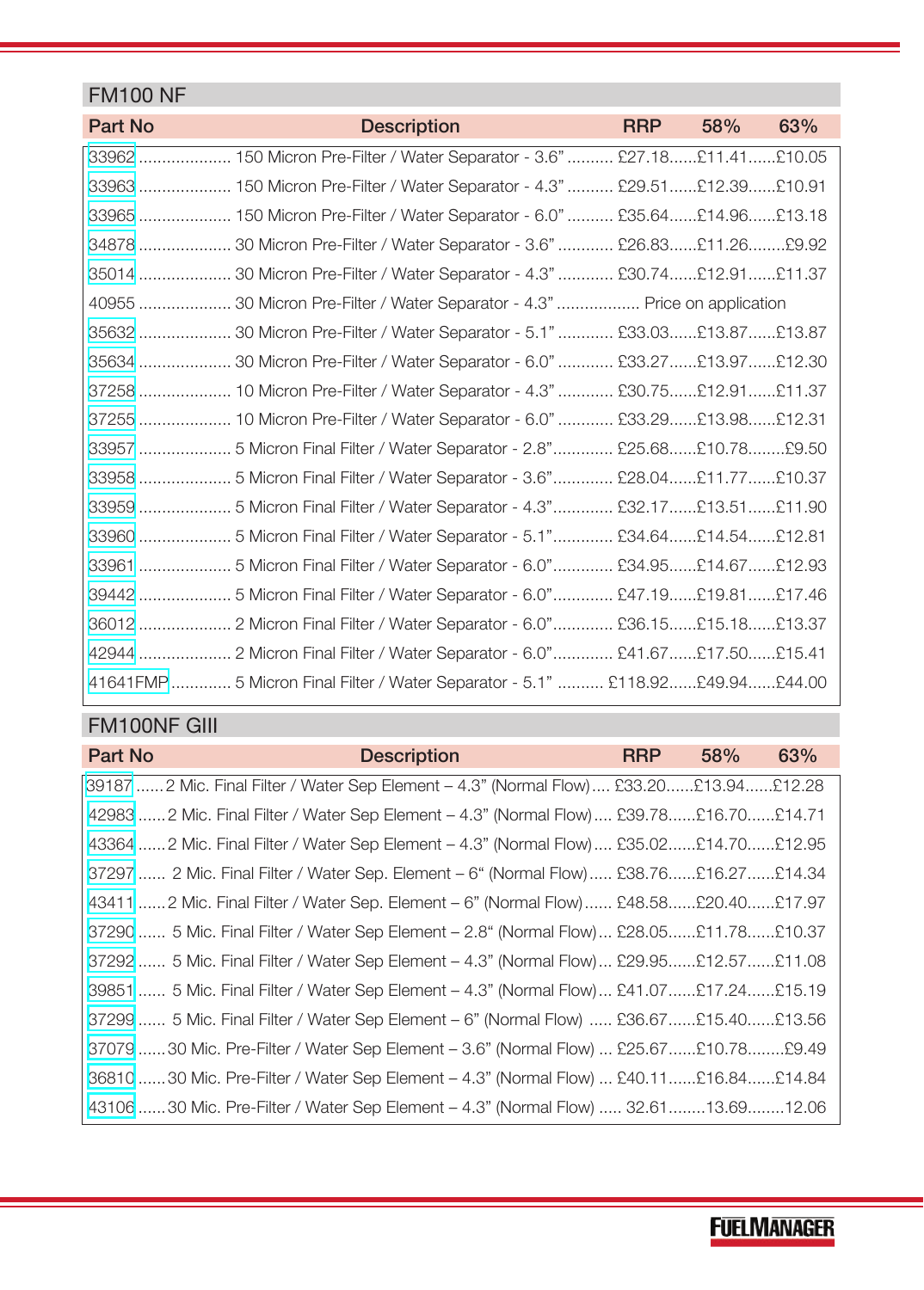## FM100 NF

| Part No | Description | RRP | 58% | 63% |
|---|---|---|---|---|
| 33962 | 150 Micron Pre-Filter / Water Separator - 3.6” | £27.18 | £11.41 | £10.05 |
| 33963 | 150 Micron Pre-Filter / Water Separator - 4.3” | £29.51 | £12.39 | £10.91 |
| 33965 | 150 Micron Pre-Filter / Water Separator - 6.0” | £35.64 | £14.96 | £13.18 |
| 34878 | 30 Micron Pre-Filter / Water Separator - 3.6” | £26.83 | £11.26 | £9.92 |
| 35014 | 30 Micron Pre-Filter / Water Separator - 4.3” | £30.74 | £12.91 | £11.37 |
| 40955 | 30 Micron Pre-Filter / Water Separator - 4.3” | Price on application | | |
| 35632 | 30 Micron Pre-Filter / Water Separator - 5.1” | £33.03 | £13.87 | £13.87 |
| 35634 | 30 Micron Pre-Filter / Water Separator - 6.0” | £33.27 | £13.97 | £12.30 |
| 37258 | 10 Micron Pre-Filter / Water Separator - 4.3” | £30.75 | £12.91 | £11.37 |
| 37255 | 10 Micron Pre-Filter / Water Separator - 6.0” | £33.29 | £13.98 | £12.31 |
| 33957 | 5 Micron Final Filter / Water Separator - 2.8” | £25.68 | £10.78 | £9.50 |
| 33958 | 5 Micron Final Filter / Water Separator - 3.6” | £28.04 | £11.77 | £10.37 |
| 33959 | 5 Micron Final Filter / Water Separator - 4.3” | £32.17 | £13.51 | £11.90 |
| 33960 | 5 Micron Final Filter / Water Separator - 5.1” | £34.64 | £14.54 | £12.81 |
| 33961 | 5 Micron Final Filter / Water Separator - 6.0” | £34.95 | £14.67 | £12.93 |
| 39442 | 5 Micron Final Filter / Water Separator - 6.0” | £47.19 | £19.81 | £17.46 |
| 36012 | 2 Micron Final Filter / Water Separator - 6.0” | £36.15 | £15.18 | £13.37 |
| 42944 | 2 Micron Final Filter / Water Separator - 6.0” | £41.67 | £17.50 | £15.41 |
| 41641FMP | 5 Micron Final Filter / Water Separator - 5.1” | £118.92 | £49.94 | £44.00 |

## FM100NF GIII

| Part No | Description | RRP | 58% | 63% |
|---|---|---|---|---|
| 39187 | 2 Mic. Final Filter / Water Sep Element – 4.3” (Normal Flow) | £33.20 | £13.94 | £12.28 |
| 42983 | 2 Mic. Final Filter / Water Sep Element – 4.3” (Normal Flow) | £39.78 | £16.70 | £14.71 |
| 43364 | 2 Mic. Final Filter / Water Sep Element – 4.3” (Normal Flow) | £35.02 | £14.70 | £12.95 |
| 37297 | 2 Mic. Final Filter / Water Sep. Element – 6“ (Normal Flow) | £38.76 | £16.27 | £14.34 |
| 43411 | 2 Mic. Final Filter / Water Sep. Element – 6” (Normal Flow) | £48.58 | £20.40 | £17.97 |
| 37290 | 5 Mic. Final Filter / Water Sep Element – 2.8“ (Normal Flow) | £28.05 | £11.78 | £10.37 |
| 37292 | 5 Mic. Final Filter / Water Sep Element – 4.3” (Normal Flow) | £29.95 | £12.57 | £11.08 |
| 39851 | 5 Mic. Final Filter / Water Sep Element – 4.3” (Normal Flow) | £41.07 | £17.24 | £15.19 |
| 37299 | 5 Mic. Final Filter / Water Sep Element – 6” (Normal Flow) | £36.67 | £15.40 | £13.56 |
| 37079 | 30 Mic. Pre-Filter / Water Sep Element – 3.6” (Normal Flow) | £25.67 | £10.78 | £9.49 |
| 36810 | 30 Mic. Pre-Filter / Water Sep Element – 4.3” (Normal Flow) | £40.11 | £16.84 | £14.84 |
| 43106 | 30 Mic. Pre-Filter / Water Sep Element – 4.3” (Normal Flow) | 32.61 | 13.69 | 12.06 |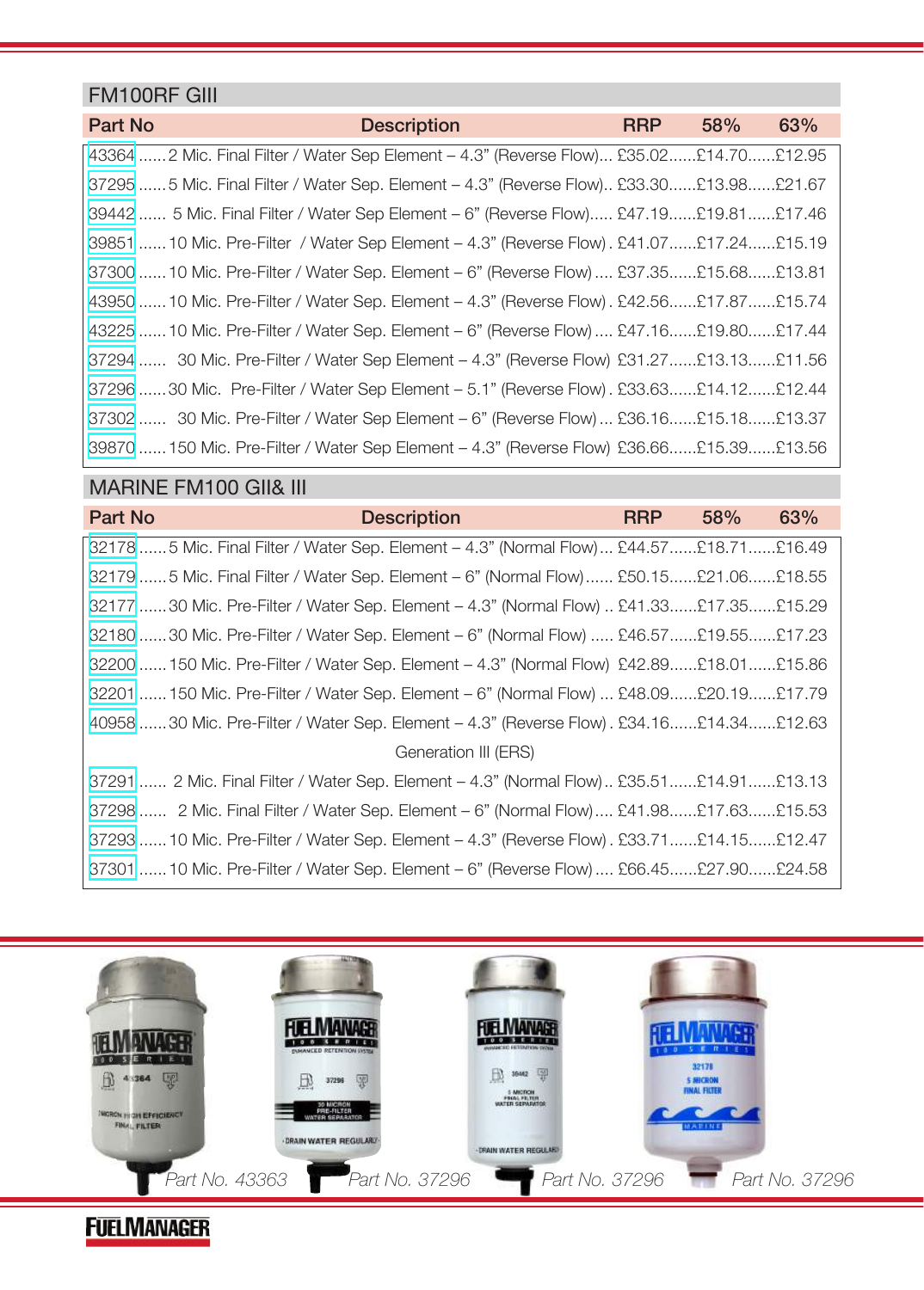## FM100RF GIII

| Part No | Description | RRP | 58% | 63% |
|---|---|---|---|---|
| 43364 | 2 Mic. Final Filter / Water Sep Element – 4.3" (Reverse Flow) | £35.02 | £14.70 | £12.95 |
| 37295 | 5 Mic. Final Filter / Water Sep. Element – 4.3" (Reverse Flow) | £33.30 | £13.98 | £21.67 |
| 39442 | 5 Mic. Final Filter / Water Sep Element – 6" (Reverse Flow) | £47.19 | £19.81 | £17.46 |
| 39851 | 10 Mic. Pre-Filter / Water Sep Element – 4.3" (Reverse Flow) | £41.07 | £17.24 | £15.19 |
| 37300 | 10 Mic. Pre-Filter / Water Sep. Element – 6" (Reverse Flow) | £37.35 | £15.68 | £13.81 |
| 43950 | 10 Mic. Pre-Filter / Water Sep. Element – 4.3" (Reverse Flow) | £42.56 | £17.87 | £15.74 |
| 43225 | 10 Mic. Pre-Filter / Water Sep. Element – 6" (Reverse Flow) | £47.16 | £19.80 | £17.44 |
| 37294 | 30 Mic. Pre-Filter / Water Sep Element – 4.3" (Reverse Flow) | £31.27 | £13.13 | £11.56 |
| 37296 | 30 Mic. Pre-Filter / Water Sep Element – 5.1" (Reverse Flow) | £33.63 | £14.12 | £12.44 |
| 37302 | 30 Mic. Pre-Filter / Water Sep Element – 6" (Reverse Flow) | £36.16 | £15.18 | £13.37 |
| 39870 | 150 Mic. Pre-Filter / Water Sep Element – 4.3" (Reverse Flow) | £36.66 | £15.39 | £13.56 |

## MARINE FM100 GII& III

| Part No | Description | RRP | 58% | 63% |
|---|---|---|---|---|
| 32178 | 5 Mic. Final Filter / Water Sep. Element – 4.3" (Normal Flow) | £44.57 | £18.71 | £16.49 |
| 32179 | 5 Mic. Final Filter / Water Sep. Element – 6" (Normal Flow) | £50.15 | £21.06 | £18.55 |
| 32177 | 30 Mic. Pre-Filter / Water Sep. Element – 4.3" (Normal Flow) | £41.33 | £17.35 | £15.29 |
| 32180 | 30 Mic. Pre-Filter / Water Sep. Element – 6" (Normal Flow) | £46.57 | £19.55 | £17.23 |
| 32200 | 150 Mic. Pre-Filter / Water Sep. Element – 4.3" (Normal Flow) | £42.89 | £18.01 | £15.86 |
| 32201 | 150 Mic. Pre-Filter / Water Sep. Element – 6" (Normal Flow) | £48.09 | £20.19 | £17.79 |
| 40958 | 30 Mic. Pre-Filter / Water Sep. Element – 4.3" (Reverse Flow) | £34.16 | £14.34 | £12.63 |
| | Generation III (ERS) | | | |
| 37291 | 2 Mic. Final Filter / Water Sep. Element – 4.3" (Normal Flow) | £35.51 | £14.91 | £13.13 |
| 37298 | 2 Mic. Final Filter / Water Sep. Element – 6" (Normal Flow) | £41.98 | £17.63 | £15.53 |
| 37293 | 10 Mic. Pre-Filter / Water Sep. Element – 4.3" (Reverse Flow) | £33.71 | £14.15 | £12.47 |
| 37301 | 10 Mic. Pre-Filter / Water Sep. Element – 6" (Reverse Flow) | £66.45 | £27.90 | £24.58 |

Part No. 43363 Part No. 37296 Part No. 37296 Part No. 37296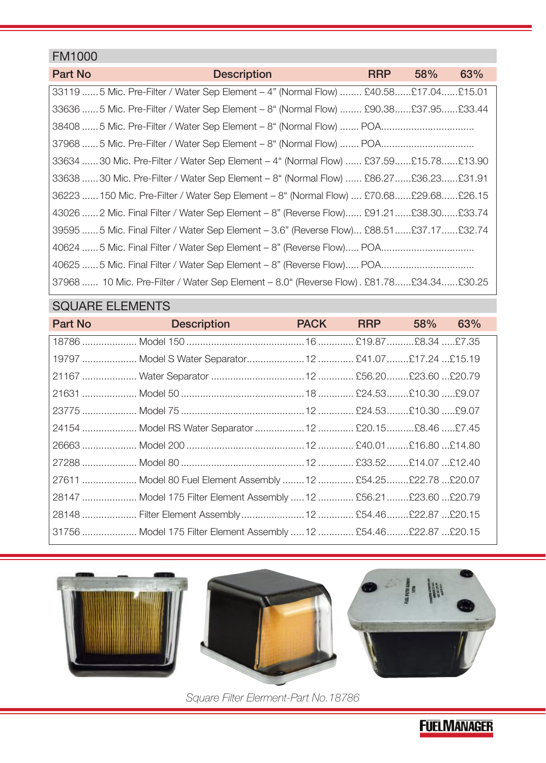## FM1000

| Part No | Description | RRP | 58% | 63% |
|---|---|---|---|---|
| 33119 | 5 Mic. Pre-Filter / Water Sep Element – 4" (Normal Flow) | £40.58 | £17.04 | £15.01 |
| 33636 | 5 Mic. Pre-Filter / Water Sep Element – 8" (Normal Flow) | £90.38 | £37.95 | £33.44 |
| 38408 | 5 Mic. Pre-Filter / Water Sep Element – 8" (Normal Flow) | POA | | |
| 37968 | 5 Mic. Pre-Filter / Water Sep Element – 8" (Normal Flow) | POA | | |
| 33634 | 30 Mic. Pre-Filter / Water Sep Element – 4" (Normal Flow) | £37.59 | £15.78 | £13.90 |
| 33638 | 30 Mic. Pre-Filter / Water Sep Element – 8" (Normal Flow) | £86.27 | £36.23 | £31.91 |
| 36223 | 150 Mic. Pre-Filter / Water Sep Element – 8" (Normal Flow) | £70.68 | £29.68 | £26.15 |
| 43026 | 2 Mic. Final Filter / Water Sep Element – 8" (Reverse Flow) | £91.21 | £38.30 | £33.74 |
| 39595 | 5 Mic. Final Filter / Water Sep Element – 3.6" (Reverse Flow) | £88.51 | £37.17 | £32.74 |
| 40624 | 5 Mic. Final Filter / Water Sep Element – 8" (Reverse Flow) | POA | | |
| 40625 | 5 Mic. Final Filter / Water Sep Element – 8" (Reverse Flow) | POA | | |
| 37968 | 10 Mic. Pre-Filter / Water Sep Element – 8.0" (Reverse Flow) | £81.78 | £34.34 | £30.25 |

## SQUARE ELEMENTS

| Part No | Description | PACK | RRP | 58% | 63% |
|---|---|---|---|---|---|
| 18786 | Model 150 | 16 | £19.87 | £8.34 | £7.35 |
| 19797 | Model S Water Separator | 12 | £41.07 | £17.24 | £15.19 |
| 21167 | Water Separator | 12 | £56.20 | £23.60 | £20.79 |
| 21631 | Model 50 | 18 | £24.53 | £10.30 | £9.07 |
| 23775 | Model 75 | 12 | £24.53 | £10.30 | £9.07 |
| 24154 | Model RS Water Separator | 12 | £20.15 | £8.46 | £7.45 |
| 26663 | Model 200 | 12 | £40.01 | £16.80 | £14.80 |
| 27288 | Model 80 | 12 | £33.52 | £14.07 | £12.40 |
| 27611 | Model 80 Fuel Element Assembly | 12 | £54.25 | £22.78 | £20.07 |
| 28147 | Model 175 Filter Element Assembly | 12 | £56.21 | £23.60 | £20.79 |
| 28148 | Filter Element Assembly | 12 | £54.46 | £22.87 | £20.15 |
| 31756 | Model 175 Filter Element Assembly | 12 | £54.46 | £22.87 | £20.15 |

*Square Filter Elerment-Part No.18786*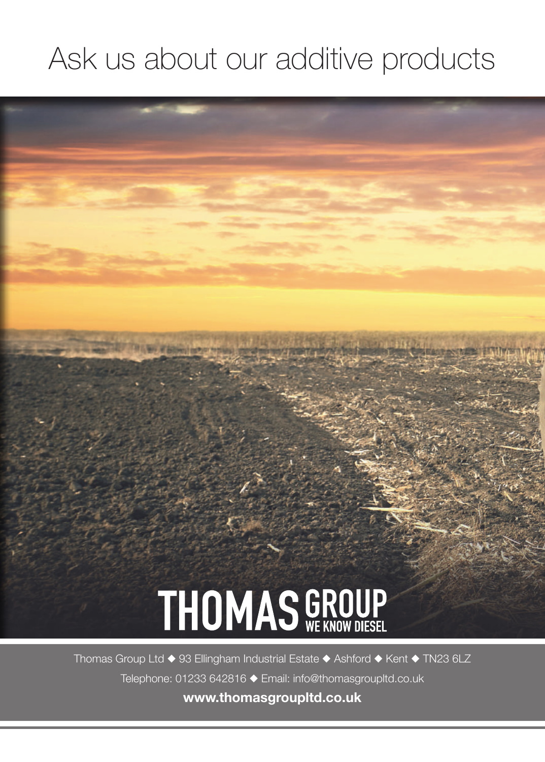# Ask us about our additive products

THOMAS GROUP
WE KNOW DIESEL

Thomas Group Ltd ◆ 93 Ellingham Industrial Estate ◆ Ashford ◆ Kent ◆ TN23 6LZ

Telephone: 01233 642816 ◆ Email: info@thomasgroupltd.co.uk

**www.thomasgroupltd.co.uk**